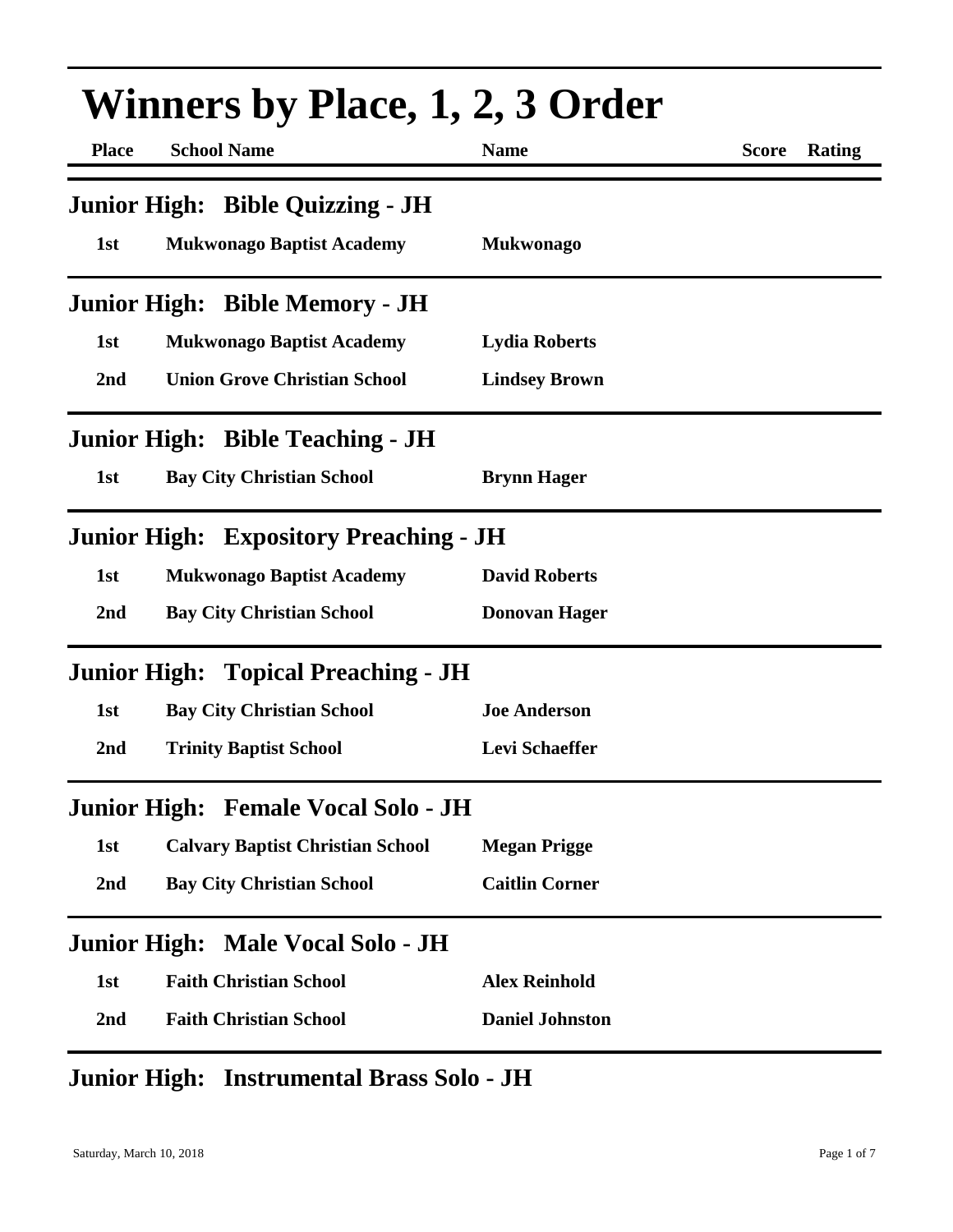# Winners by Place, 1, 2, 3 Order

| Place | School Name | Name | Score | Rating |
|---|---|---|---|---|

## Junior High: Bible Quizzing - JH

| Place | School Name | Name | Score | Rating |
|---|---|---|---|---|
| 1st | Mukwonago Baptist Academy | Mukwonago | | |

## Junior High: Bible Memory - JH

| Place | School Name | Name | Score | Rating |
|---|---|---|---|---|
| 1st | Mukwonago Baptist Academy | Lydia Roberts | | |
| 2nd | Union Grove Christian School | Lindsey Brown | | |

## Junior High: Bible Teaching - JH

| Place | School Name | Name | Score | Rating |
|---|---|---|---|---|
| 1st | Bay City Christian School | Brynn Hager | | |

## Junior High: Expository Preaching - JH

| Place | School Name | Name | Score | Rating |
|---|---|---|---|---|
| 1st | Mukwonago Baptist Academy | David Roberts | | |
| 2nd | Bay City Christian School | Donovan Hager | | |

## Junior High: Topical Preaching - JH

| Place | School Name | Name | Score | Rating |
|---|---|---|---|---|
| 1st | Bay City Christian School | Joe Anderson | | |
| 2nd | Trinity Baptist School | Levi Schaeffer | | |

## Junior High: Female Vocal Solo - JH

| Place | School Name | Name | Score | Rating |
|---|---|---|---|---|
| 1st | Calvary Baptist Christian School | Megan Prigge | | |
| 2nd | Bay City Christian School | Caitlin Corner | | |

## Junior High: Male Vocal Solo - JH

| Place | School Name | Name | Score | Rating |
|---|---|---|---|---|
| 1st | Faith Christian School | Alex Reinhold | | |
| 2nd | Faith Christian School | Daniel Johnston | | |

## Junior High: Instrumental Brass Solo - JH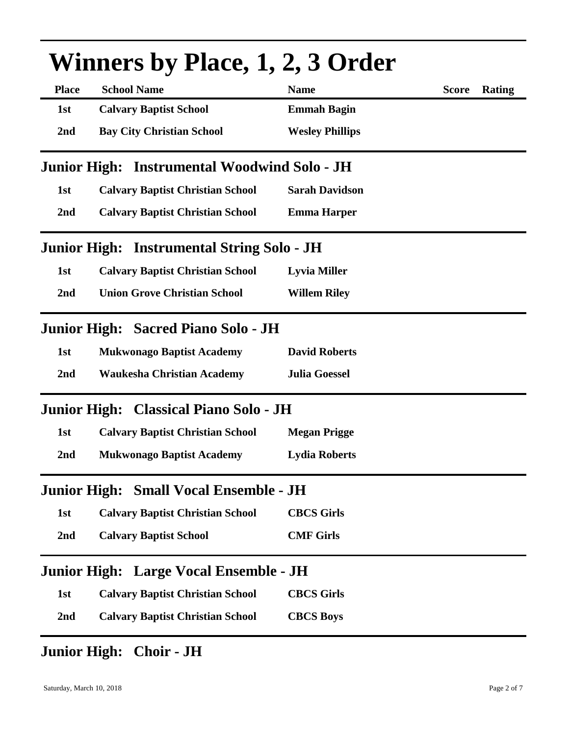# Winners by Place, 1, 2, 3 Order

| Place | School Name | Name | Score | Rating |
|---|---|---|---|---|
| 1st | Calvary Baptist School | Emmah Bagin | | |
| 2nd | Bay City Christian School | Wesley Phillips | | |

## Junior High: Instrumental Woodwind Solo - JH

| Place | School Name | Name | Score | Rating |
|---|---|---|---|---|
| 1st | Calvary Baptist Christian School | Sarah Davidson | | |
| 2nd | Calvary Baptist Christian School | Emma Harper | | |

## Junior High: Instrumental String Solo - JH

| Place | School Name | Name | Score | Rating |
|---|---|---|---|---|
| 1st | Calvary Baptist Christian School | Lyvia Miller | | |
| 2nd | Union Grove Christian School | Willem Riley | | |

## Junior High: Sacred Piano Solo - JH

| Place | School Name | Name | Score | Rating |
|---|---|---|---|---|
| 1st | Mukwonago Baptist Academy | David Roberts | | |
| 2nd | Waukesha Christian Academy | Julia Goessel | | |

## Junior High: Classical Piano Solo - JH

| Place | School Name | Name | Score | Rating |
|---|---|---|---|---|
| 1st | Calvary Baptist Christian School | Megan Prigge | | |
| 2nd | Mukwonago Baptist Academy | Lydia Roberts | | |

## Junior High: Small Vocal Ensemble - JH

| Place | School Name | Name | Score | Rating |
|---|---|---|---|---|
| 1st | Calvary Baptist Christian School | CBCS Girls | | |
| 2nd | Calvary Baptist School | CMF Girls | | |

## Junior High: Large Vocal Ensemble - JH

| Place | School Name | Name | Score | Rating |
|---|---|---|---|---|
| 1st | Calvary Baptist Christian School | CBCS Girls | | |
| 2nd | Calvary Baptist Christian School | CBCS Boys | | |

## Junior High: Choir - JH

Saturday, March 10, 2018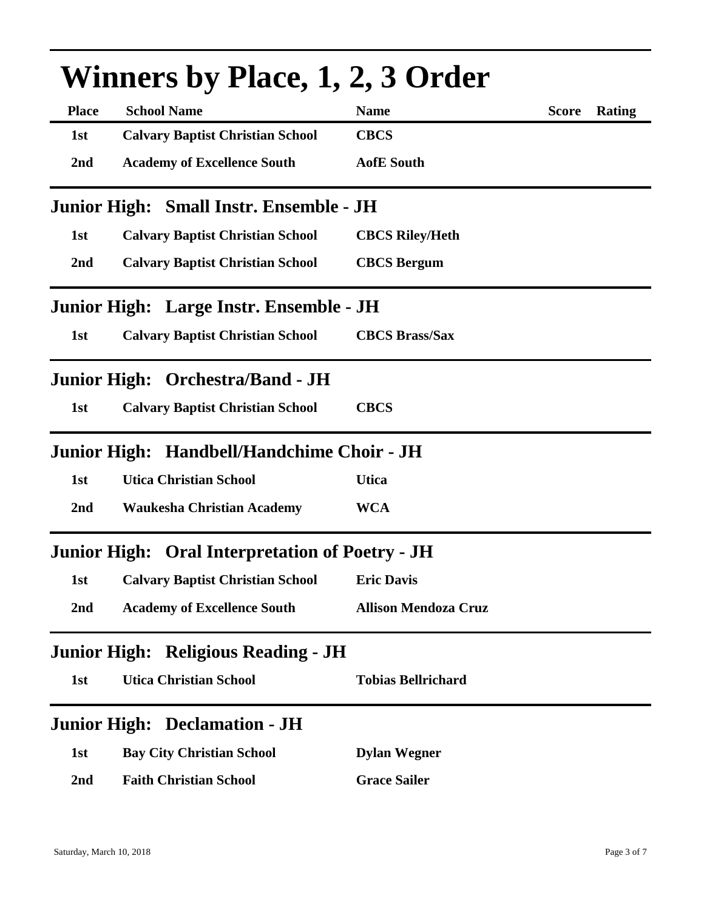# Winners by Place, 1, 2, 3 Order

| Place | School Name | Name | Score | Rating |
|---|---|---|---|---|
| 1st | Calvary Baptist Christian School | CBCS | | |
| 2nd | Academy of Excellence South | AofE South | | |

## Junior High: Small Instr. Ensemble - JH

| Place | School Name | Name | Score | Rating |
|---|---|---|---|---|
| 1st | Calvary Baptist Christian School | CBCS Riley/Heth | | |
| 2nd | Calvary Baptist Christian School | CBCS Bergum | | |

## Junior High: Large Instr. Ensemble - JH

| Place | School Name | Name | Score | Rating |
|---|---|---|---|---|
| 1st | Calvary Baptist Christian School | CBCS Brass/Sax | | |

## Junior High: Orchestra/Band - JH

| Place | School Name | Name | Score | Rating |
|---|---|---|---|---|
| 1st | Calvary Baptist Christian School | CBCS | | |

## Junior High: Handbell/Handchime Choir - JH

| Place | School Name | Name | Score | Rating |
|---|---|---|---|---|
| 1st | Utica Christian School | Utica | | |
| 2nd | Waukesha Christian Academy | WCA | | |

## Junior High: Oral Interpretation of Poetry - JH

| Place | School Name | Name | Score | Rating |
|---|---|---|---|---|
| 1st | Calvary Baptist Christian School | Eric Davis | | |
| 2nd | Academy of Excellence South | Allison Mendoza Cruz | | |

## Junior High: Religious Reading - JH

| Place | School Name | Name | Score | Rating |
|---|---|---|---|---|
| 1st | Utica Christian School | Tobias Bellrichard | | |

## Junior High: Declamation - JH

| Place | School Name | Name | Score | Rating |
|---|---|---|---|---|
| 1st | Bay City Christian School | Dylan Wegner | | |
| 2nd | Faith Christian School | Grace Sailer | | |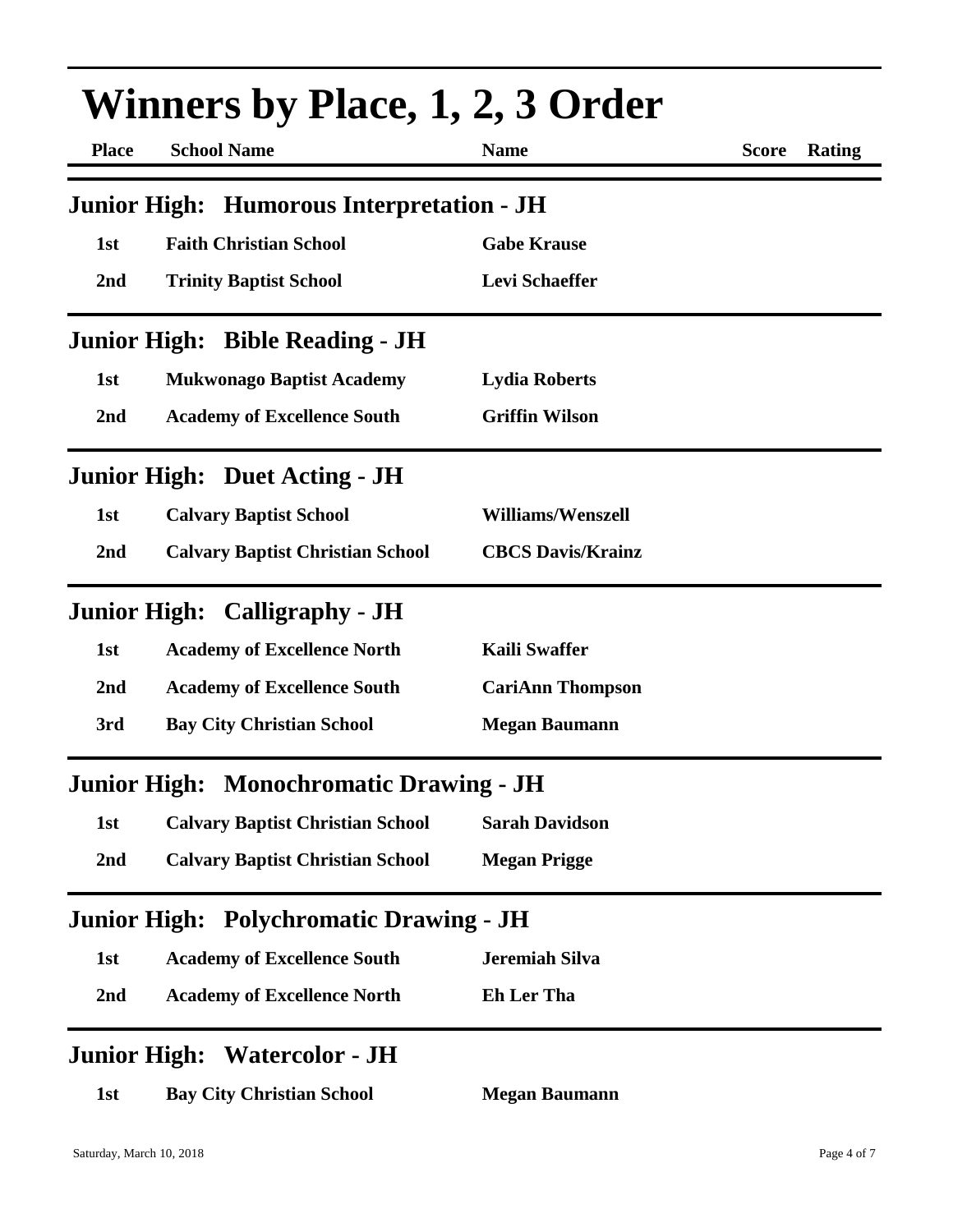# Winners by Place, 1, 2, 3 Order

| Place | School Name | Name | Score | Rating |
|---|---|---|---|---|

## Junior High: Humorous Interpretation - JH

| Place | School Name | Name | Score | Rating |
|---|---|---|---|---|
| 1st | Faith Christian School | Gabe Krause | | |
| 2nd | Trinity Baptist School | Levi Schaeffer | | |

## Junior High: Bible Reading - JH

| Place | School Name | Name | Score | Rating |
|---|---|---|---|---|
| 1st | Mukwonago Baptist Academy | Lydia Roberts | | |
| 2nd | Academy of Excellence South | Griffin Wilson | | |

## Junior High: Duet Acting - JH

| Place | School Name | Name | Score | Rating |
|---|---|---|---|---|
| 1st | Calvary Baptist School | Williams/Wenszell | | |
| 2nd | Calvary Baptist Christian School | CBCS Davis/Krainz | | |

## Junior High: Calligraphy - JH

| Place | School Name | Name | Score | Rating |
|---|---|---|---|---|
| 1st | Academy of Excellence North | Kaili Swaffer | | |
| 2nd | Academy of Excellence South | CariAnn Thompson | | |
| 3rd | Bay City Christian School | Megan Baumann | | |

## Junior High: Monochromatic Drawing - JH

| Place | School Name | Name | Score | Rating |
|---|---|---|---|---|
| 1st | Calvary Baptist Christian School | Sarah Davidson | | |
| 2nd | Calvary Baptist Christian School | Megan Prigge | | |

## Junior High: Polychromatic Drawing - JH

| Place | School Name | Name | Score | Rating |
|---|---|---|---|---|
| 1st | Academy of Excellence South | Jeremiah Silva | | |
| 2nd | Academy of Excellence North | Eh Ler Tha | | |

## Junior High: Watercolor - JH

| Place | School Name | Name | Score | Rating |
|---|---|---|---|---|
| 1st | Bay City Christian School | Megan Baumann | | |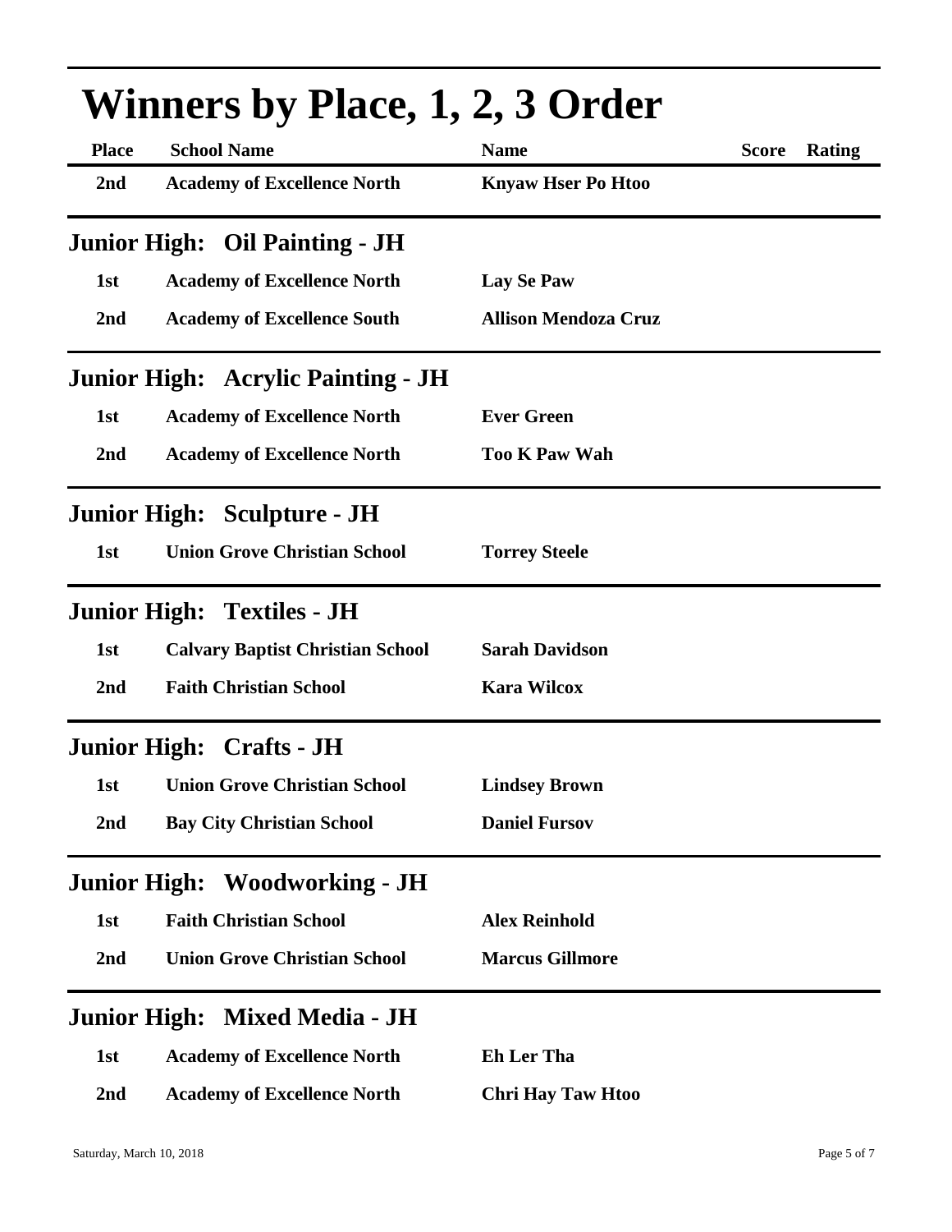# Winners by Place, 1, 2, 3 Order

| Place | School Name | Name | Score | Rating |
|---|---|---|---|---|
| 2nd | Academy of Excellence North | Knyaw Hser Po Htoo | | |

## Junior High: Oil Painting - JH

| Place | School Name | Name | Score | Rating |
|---|---|---|---|---|
| 1st | Academy of Excellence North | Lay Se Paw | | |
| 2nd | Academy of Excellence South | Allison Mendoza Cruz | | |

## Junior High: Acrylic Painting - JH

| Place | School Name | Name | Score | Rating |
|---|---|---|---|---|
| 1st | Academy of Excellence North | Ever Green | | |
| 2nd | Academy of Excellence North | Too K Paw Wah | | |

## Junior High: Sculpture - JH

| Place | School Name | Name | Score | Rating |
|---|---|---|---|---|
| 1st | Union Grove Christian School | Torrey Steele | | |

## Junior High: Textiles - JH

| Place | School Name | Name | Score | Rating |
|---|---|---|---|---|
| 1st | Calvary Baptist Christian School | Sarah Davidson | | |
| 2nd | Faith Christian School | Kara Wilcox | | |

## Junior High: Crafts - JH

| Place | School Name | Name | Score | Rating |
|---|---|---|---|---|
| 1st | Union Grove Christian School | Lindsey Brown | | |
| 2nd | Bay City Christian School | Daniel Fursov | | |

## Junior High: Woodworking - JH

| Place | School Name | Name | Score | Rating |
|---|---|---|---|---|
| 1st | Faith Christian School | Alex Reinhold | | |
| 2nd | Union Grove Christian School | Marcus Gillmore | | |

## Junior High: Mixed Media - JH

| Place | School Name | Name | Score | Rating |
|---|---|---|---|---|
| 1st | Academy of Excellence North | Eh Ler Tha | | |
| 2nd | Academy of Excellence North | Chri Hay Taw Htoo | | |

Saturday, March 10, 2018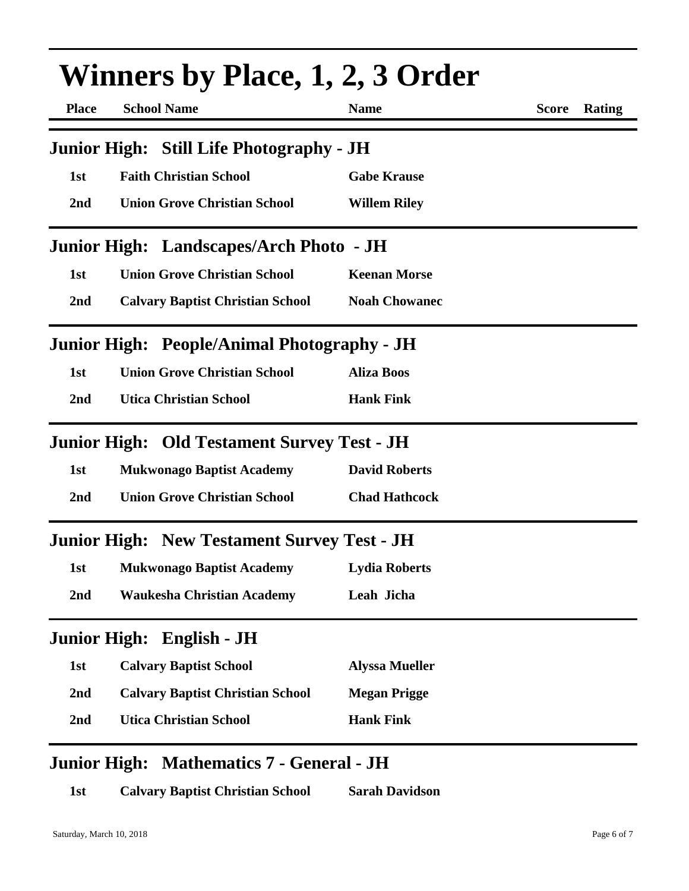# Winners by Place, 1, 2, 3 Order

| Place | School Name | Name | Score | Rating |
|---|---|---|---|---|

## Junior High: Still Life Photography - JH

| Place | School Name | Name | Score | Rating |
|---|---|---|---|---|
| 1st | Faith Christian School | Gabe Krause | | |
| 2nd | Union Grove Christian School | Willem Riley | | |

## Junior High: Landscapes/Arch Photo - JH

| Place | School Name | Name | Score | Rating |
|---|---|---|---|---|
| 1st | Union Grove Christian School | Keenan Morse | | |
| 2nd | Calvary Baptist Christian School | Noah Chowanec | | |

## Junior High: People/Animal Photography - JH

| Place | School Name | Name | Score | Rating |
|---|---|---|---|---|
| 1st | Union Grove Christian School | Aliza Boos | | |
| 2nd | Utica Christian School | Hank Fink | | |

## Junior High: Old Testament Survey Test - JH

| Place | School Name | Name | Score | Rating |
|---|---|---|---|---|
| 1st | Mukwonago Baptist Academy | David Roberts | | |
| 2nd | Union Grove Christian School | Chad Hathcock | | |

## Junior High: New Testament Survey Test - JH

| Place | School Name | Name | Score | Rating |
|---|---|---|---|---|
| 1st | Mukwonago Baptist Academy | Lydia Roberts | | |
| 2nd | Waukesha Christian Academy | Leah Jicha | | |

## Junior High: English - JH

| Place | School Name | Name | Score | Rating |
|---|---|---|---|---|
| 1st | Calvary Baptist School | Alyssa Mueller | | |
| 2nd | Calvary Baptist Christian School | Megan Prigge | | |
| 2nd | Utica Christian School | Hank Fink | | |

## Junior High: Mathematics 7 - General - JH

| Place | School Name | Name | Score | Rating |
|---|---|---|---|---|
| 1st | Calvary Baptist Christian School | Sarah Davidson | | |

Saturday, March 10, 2018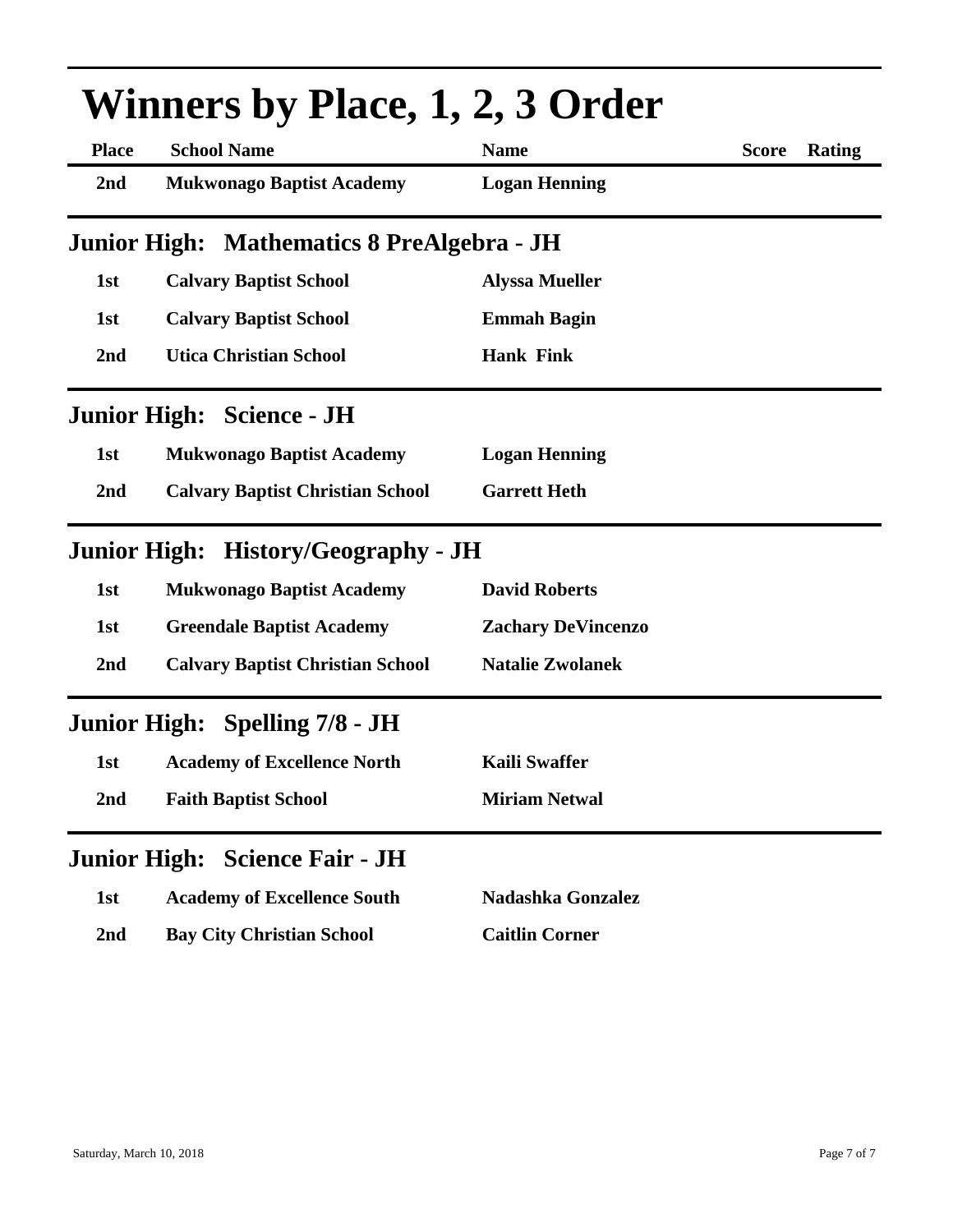# Winners by Place, 1, 2, 3 Order

| Place | School Name | Name | Score | Rating |
|---|---|---|---|---|
| 2nd | Mukwonago Baptist Academy | Logan Henning | | |

## Junior High: Mathematics 8 PreAlgebra - JH

| Place | School Name | Name | Score | Rating |
|---|---|---|---|---|
| 1st | Calvary Baptist School | Alyssa Mueller | | |
| 1st | Calvary Baptist School | Emmah Bagin | | |
| 2nd | Utica Christian School | Hank Fink | | |

## Junior High: Science - JH

| Place | School Name | Name | Score | Rating |
|---|---|---|---|---|
| 1st | Mukwonago Baptist Academy | Logan Henning | | |
| 2nd | Calvary Baptist Christian School | Garrett Heth | | |

## Junior High: History/Geography - JH

| Place | School Name | Name | Score | Rating |
|---|---|---|---|---|
| 1st | Mukwonago Baptist Academy | David Roberts | | |
| 1st | Greendale Baptist Academy | Zachary DeVincenzo | | |
| 2nd | Calvary Baptist Christian School | Natalie Zwolanek | | |

## Junior High: Spelling 7/8 - JH

| Place | School Name | Name | Score | Rating |
|---|---|---|---|---|
| 1st | Academy of Excellence North | Kaili Swaffer | | |
| 2nd | Faith Baptist School | Miriam Netwal | | |

## Junior High: Science Fair - JH

| Place | School Name | Name | Score | Rating |
|---|---|---|---|---|
| 1st | Academy of Excellence South | Nadashka Gonzalez | | |
| 2nd | Bay City Christian School | Caitlin Corner | | |

Saturday, March 10, 2018